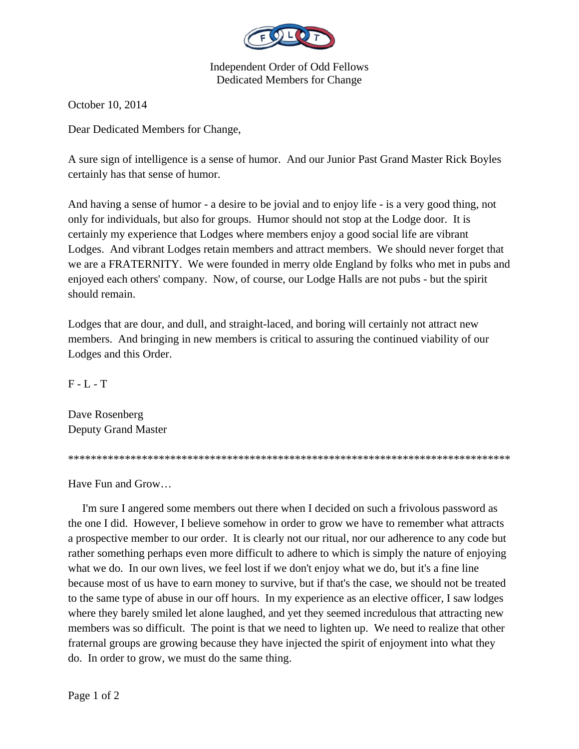Independent Order of Odd Fellows
Dedicated Members for Change

October 10, 2014

Dear Dedicated Members for Change,

A sure sign of intelligence is a sense of humor. And our Junior Past Grand Master Rick Boyles certainly has that sense of humor.

And having a sense of humor - a desire to be jovial and to enjoy life - is a very good thing, not only for individuals, but also for groups. Humor should not stop at the Lodge door. It is certainly my experience that Lodges where members enjoy a good social life are vibrant Lodges. And vibrant Lodges retain members and attract members. We should never forget that we are a FRATERNITY. We were founded in merry olde England by folks who met in pubs and enjoyed each others' company. Now, of course, our Lodge Halls are not pubs - but the spirit should remain.

Lodges that are dour, and dull, and straight-laced, and boring will certainly not attract new members. And bringing in new members is critical to assuring the continued viability of our Lodges and this Order.

F - L - T

Dave Rosenberg
Deputy Grand Master

********************************************************************************

Have Fun and Grow…

I'm sure I angered some members out there when I decided on such a frivolous password as the one I did. However, I believe somehow in order to grow we have to remember what attracts a prospective member to our order. It is clearly not our ritual, nor our adherence to any code but rather something perhaps even more difficult to adhere to which is simply the nature of enjoying what we do. In our own lives, we feel lost if we don't enjoy what we do, but it's a fine line because most of us have to earn money to survive, but if that's the case, we should not be treated to the same type of abuse in our off hours. In my experience as an elective officer, I saw lodges where they barely smiled let alone laughed, and yet they seemed incredulous that attracting new members was so difficult. The point is that we need to lighten up. We need to realize that other fraternal groups are growing because they have injected the spirit of enjoyment into what they do. In order to grow, we must do the same thing.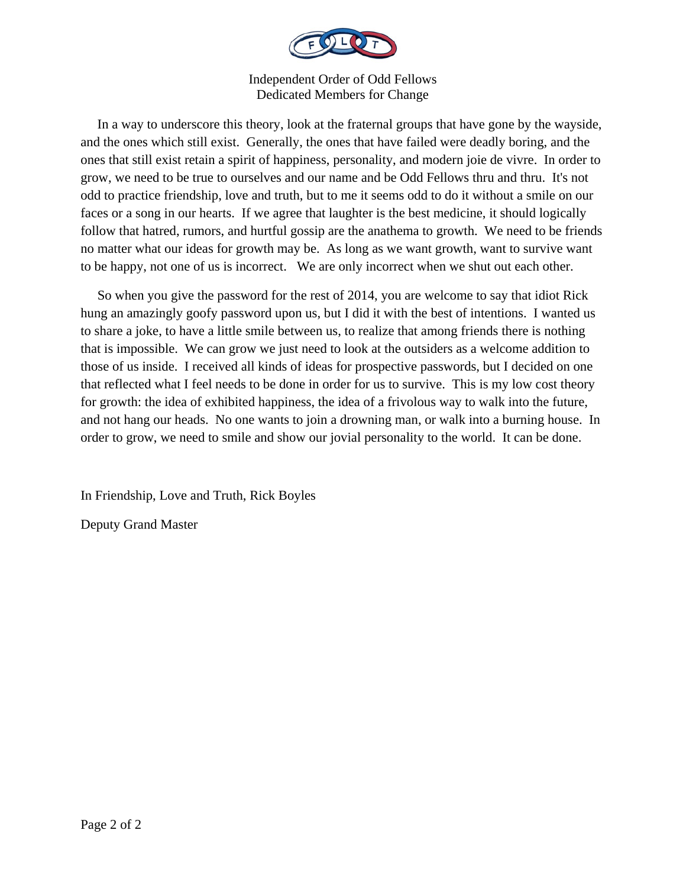Independent Order of Odd Fellows
Dedicated Members for Change

In a way to underscore this theory, look at the fraternal groups that have gone by the wayside, and the ones which still exist. Generally, the ones that have failed were deadly boring, and the ones that still exist retain a spirit of happiness, personality, and modern joie de vivre. In order to grow, we need to be true to ourselves and our name and be Odd Fellows thru and thru. It's not odd to practice friendship, love and truth, but to me it seems odd to do it without a smile on our faces or a song in our hearts. If we agree that laughter is the best medicine, it should logically follow that hatred, rumors, and hurtful gossip are the anathema to growth. We need to be friends no matter what our ideas for growth may be. As long as we want growth, want to survive want to be happy, not one of us is incorrect. We are only incorrect when we shut out each other.

So when you give the password for the rest of 2014, you are welcome to say that idiot Rick hung an amazingly goofy password upon us, but I did it with the best of intentions. I wanted us to share a joke, to have a little smile between us, to realize that among friends there is nothing that is impossible. We can grow we just need to look at the outsiders as a welcome addition to those of us inside. I received all kinds of ideas for prospective passwords, but I decided on one that reflected what I feel needs to be done in order for us to survive. This is my low cost theory for growth: the idea of exhibited happiness, the idea of a frivolous way to walk into the future, and not hang our heads. No one wants to join a drowning man, or walk into a burning house. In order to grow, we need to smile and show our jovial personality to the world. It can be done.

In Friendship, Love and Truth, Rick Boyles

Deputy Grand Master